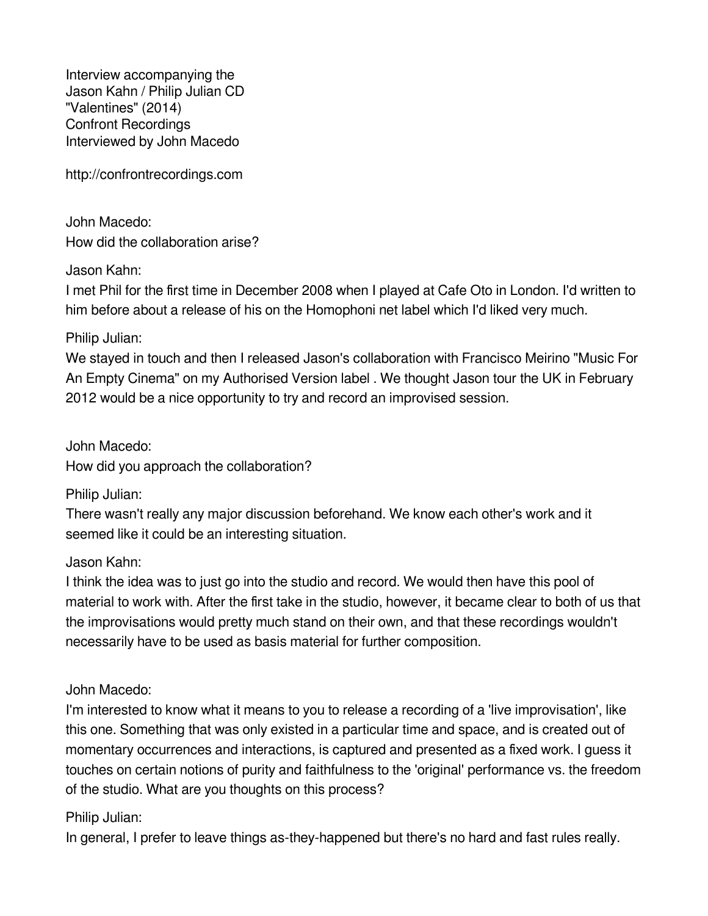Interview accompanying the
Jason Kahn / Philip Julian CD
"Valentines" (2014)
Confront Recordings
Interviewed by John Macedo

http://confrontrecordings.com

John Macedo:
How did the collaboration arise?

Jason Kahn:
I met Phil for the first time in December 2008 when I played at Cafe Oto in London. I'd written to him before about a release of his on the Homophoni net label which I'd liked very much.

Philip Julian:
We stayed in touch and then I released Jason's collaboration with Francisco Meirino "Music For An Empty Cinema" on my Authorised Version label . We thought Jason tour the UK in February 2012 would be a nice opportunity to try and record an improvised session.

John Macedo:
How did you approach the collaboration?

Philip Julian:
There wasn't really any major discussion beforehand. We know each other's work and it seemed like it could be an interesting situation.

Jason Kahn:
I think the idea was to just go into the studio and record. We would then have this pool of material to work with. After the first take in the studio, however, it became clear to both of us that the improvisations would pretty much stand on their own, and that these recordings wouldn't necessarily have to be used as basis material for further composition.

John Macedo:
I'm interested to know what it means to you to release a recording of a 'live improvisation', like this one. Something that was only existed in a particular time and space, and is created out of momentary occurrences and interactions, is captured and presented as a fixed work. I guess it touches on certain notions of purity and faithfulness to the 'original' performance vs. the freedom of the studio. What are you thoughts on this process?

Philip Julian:
In general, I prefer to leave things as-they-happened but there's no hard and fast rules really.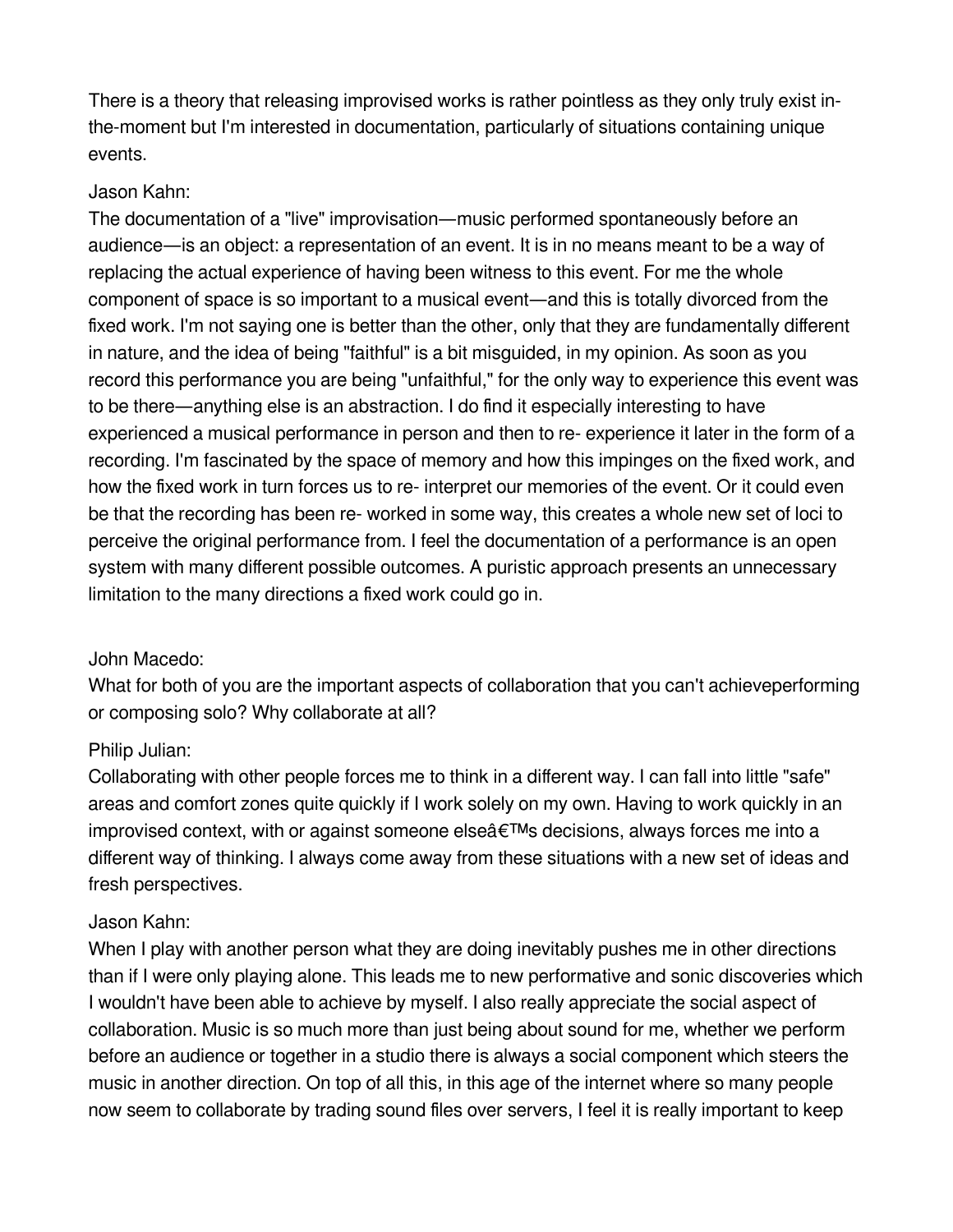There is a theory that releasing improvised works is rather pointless as they only truly exist in-the-moment but I'm interested in documentation, particularly of situations containing unique events.

Jason Kahn:
The documentation of a "live" improvisation—music performed spontaneously before an audience—is an object: a representation of an event. It is in no means meant to be a way of replacing the actual experience of having been witness to this event. For me the whole component of space is so important to a musical event—and this is totally divorced from the fixed work. I'm not saying one is better than the other, only that they are fundamentally different in nature, and the idea of being "faithful" is a bit misguided, in my opinion. As soon as you record this performance you are being "unfaithful," for the only way to experience this event was to be there—anything else is an abstraction. I do find it especially interesting to have experienced a musical performance in person and then to re- experience it later in the form of a recording. I'm fascinated by the space of memory and how this impinges on the fixed work, and how the fixed work in turn forces us to re- interpret our memories of the event. Or it could even be that the recording has been re- worked in some way, this creates a whole new set of loci to perceive the original performance from. I feel the documentation of a performance is an open system with many different possible outcomes. A puristic approach presents an unnecessary limitation to the many directions a fixed work could go in.

John Macedo:
What for both of you are the important aspects of collaboration that you can't achieveperforming or composing solo? Why collaborate at all?

Philip Julian:
Collaborating with other people forces me to think in a different way. I can fall into little "safe" areas and comfort zones quite quickly if I work solely on my own. Having to work quickly in an improvised context, with or against someone elseâ€™s decisions, always forces me into a different way of thinking. I always come away from these situations with a new set of ideas and fresh perspectives.

Jason Kahn:
When I play with another person what they are doing inevitably pushes me in other directions than if I were only playing alone. This leads me to new performative and sonic discoveries which I wouldn't have been able to achieve by myself. I also really appreciate the social aspect of collaboration. Music is so much more than just being about sound for me, whether we perform before an audience or together in a studio there is always a social component which steers the music in another direction. On top of all this, in this age of the internet where so many people now seem to collaborate by trading sound files over servers, I feel it is really important to keep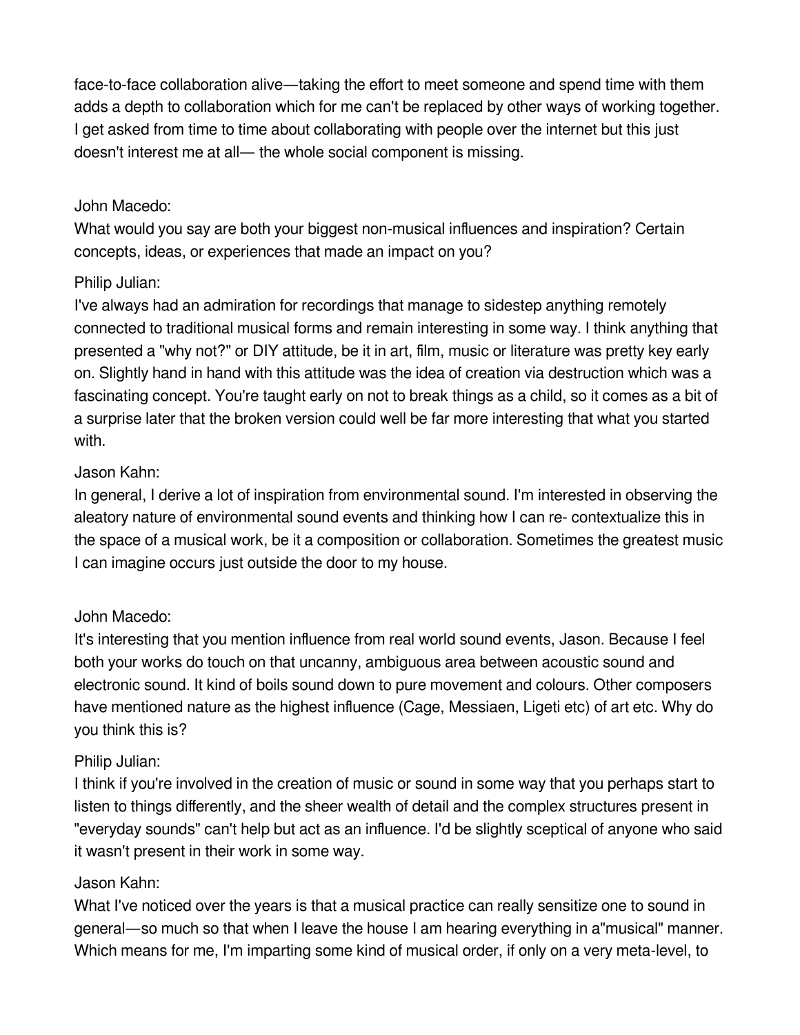face-to-face collaboration alive—taking the effort to meet someone and spend time with them adds a depth to collaboration which for me can't be replaced by other ways of working together. I get asked from time to time about collaborating with people over the internet but this just doesn't interest me at all— the whole social component is missing.

John Macedo:
What would you say are both your biggest non-musical influences and inspiration? Certain concepts, ideas, or experiences that made an impact on you?

Philip Julian:
I've always had an admiration for recordings that manage to sidestep anything remotely connected to traditional musical forms and remain interesting in some way. I think anything that presented a "why not?" or DIY attitude, be it in art, film, music or literature was pretty key early on. Slightly hand in hand with this attitude was the idea of creation via destruction which was a fascinating concept. You're taught early on not to break things as a child, so it comes as a bit of a surprise later that the broken version could well be far more interesting that what you started with.

Jason Kahn:
In general, I derive a lot of inspiration from environmental sound. I'm interested in observing the aleatory nature of environmental sound events and thinking how I can re- contextualize this in the space of a musical work, be it a composition or collaboration. Sometimes the greatest music I can imagine occurs just outside the door to my house.

John Macedo:
It's interesting that you mention influence from real world sound events, Jason. Because I feel both your works do touch on that uncanny, ambiguous area between acoustic sound and electronic sound. It kind of boils sound down to pure movement and colours. Other composers have mentioned nature as the highest influence (Cage, Messiaen, Ligeti etc) of art etc. Why do you think this is?

Philip Julian:
I think if you're involved in the creation of music or sound in some way that you perhaps start to listen to things differently, and the sheer wealth of detail and the complex structures present in "everyday sounds" can't help but act as an influence. I'd be slightly sceptical of anyone who said it wasn't present in their work in some way.

Jason Kahn:
What I've noticed over the years is that a musical practice can really sensitize one to sound in general—so much so that when I leave the house I am hearing everything in a"musical" manner. Which means for me, I'm imparting some kind of musical order, if only on a very meta-level, to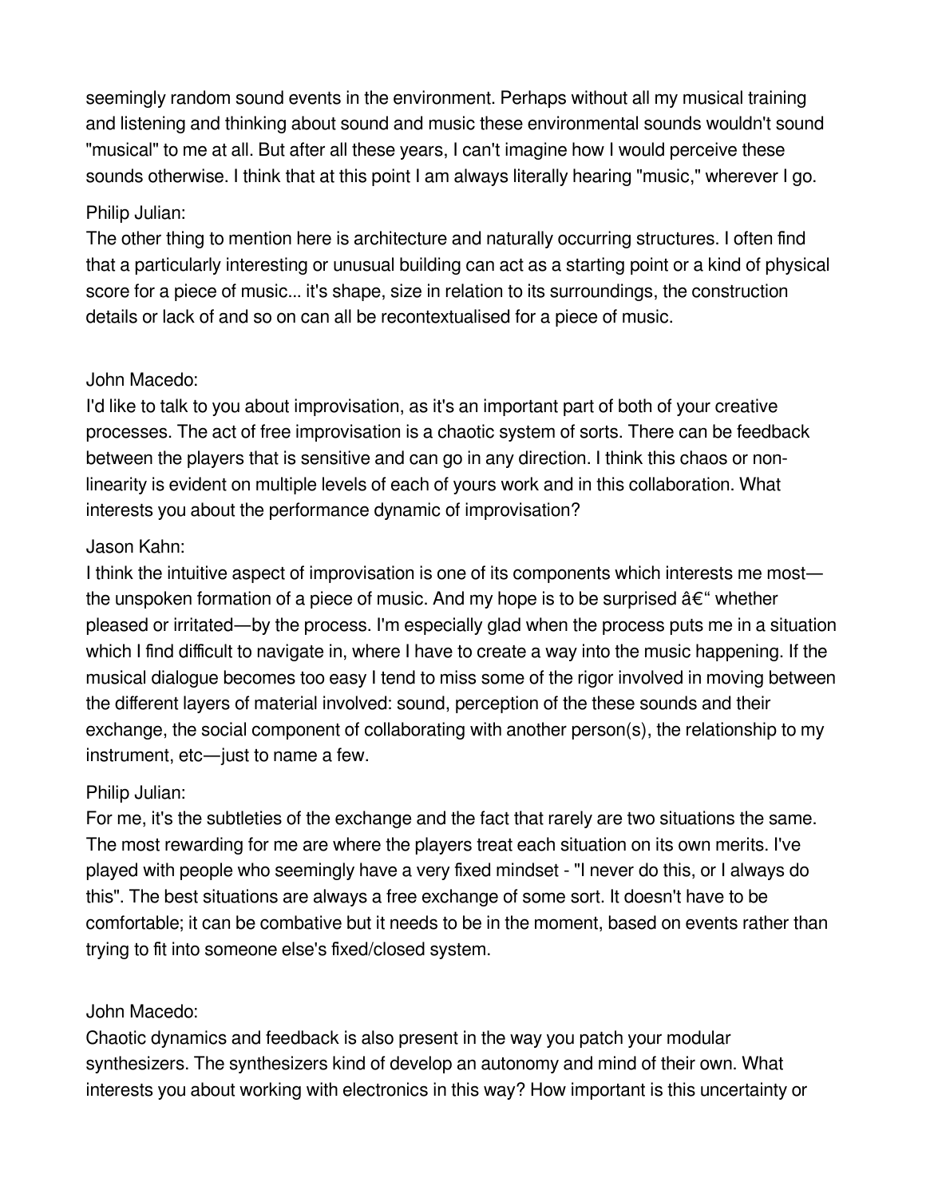seemingly random sound events in the environment. Perhaps without all my musical training and listening and thinking about sound and music these environmental sounds wouldn't sound "musical" to me at all. But after all these years, I can't imagine how I would perceive these sounds otherwise. I think that at this point I am always literally hearing "music," wherever I go.

Philip Julian:
The other thing to mention here is architecture and naturally occurring structures. I often find that a particularly interesting or unusual building can act as a starting point or a kind of physical score for a piece of music... it's shape, size in relation to its surroundings, the construction details or lack of and so on can all be recontextualised for a piece of music.

John Macedo:
I'd like to talk to you about improvisation, as it's an important part of both of your creative processes. The act of free improvisation is a chaotic system of sorts. There can be feedback between the players that is sensitive and can go in any direction. I think this chaos or non-linearity is evident on multiple levels of each of yours work and in this collaboration. What interests you about the performance dynamic of improvisation?

Jason Kahn:
I think the intuitive aspect of improvisation is one of its components which interests me most—the unspoken formation of a piece of music. And my hope is to be surprised â€" whether pleased or irritated—by the process. I'm especially glad when the process puts me in a situation which I find difficult to navigate in, where I have to create a way into the music happening. If the musical dialogue becomes too easy I tend to miss some of the rigor involved in moving between the different layers of material involved: sound, perception of the these sounds and their exchange, the social component of collaborating with another person(s), the relationship to my instrument, etc—just to name a few.

Philip Julian:
For me, it's the subtleties of the exchange and the fact that rarely are two situations the same. The most rewarding for me are where the players treat each situation on its own merits. I've played with people who seemingly have a very fixed mindset - "I never do this, or I always do this". The best situations are always a free exchange of some sort. It doesn't have to be comfortable; it can be combative but it needs to be in the moment, based on events rather than trying to fit into someone else's fixed/closed system.

John Macedo:
Chaotic dynamics and feedback is also present in the way you patch your modular synthesizers. The synthesizers kind of develop an autonomy and mind of their own. What interests you about working with electronics in this way? How important is this uncertainty or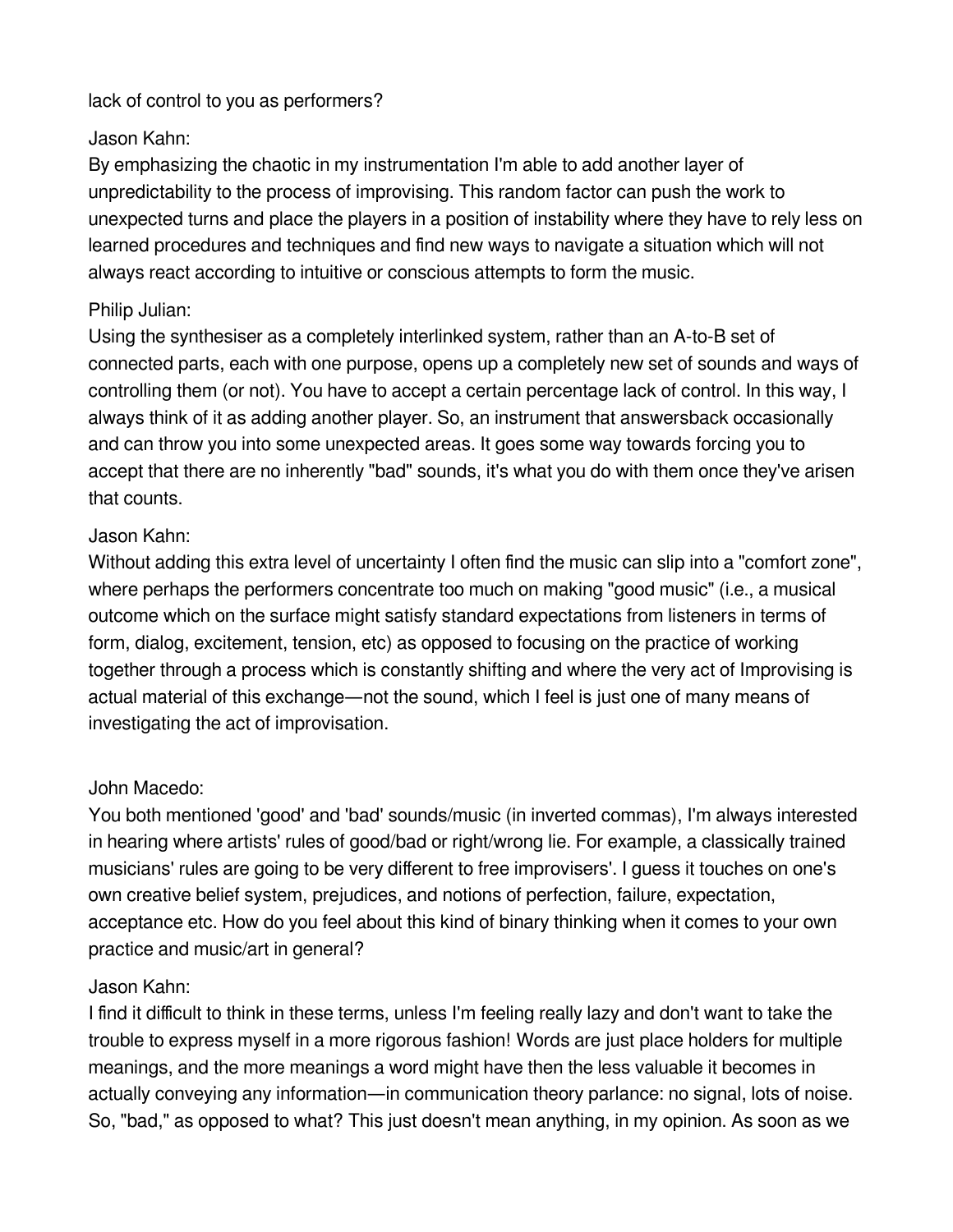lack of control to you as performers?

Jason Kahn:
By emphasizing the chaotic in my instrumentation I'm able to add another layer of unpredictability to the process of improvising. This random factor can push the work to unexpected turns and place the players in a position of instability where they have to rely less on learned procedures and techniques and find new ways to navigate a situation which will not always react according to intuitive or conscious attempts to form the music.

Philip Julian:
Using the synthesiser as a completely interlinked system, rather than an A-to-B set of connected parts, each with one purpose, opens up a completely new set of sounds and ways of controlling them (or not). You have to accept a certain percentage lack of control. In this way, I always think of it as adding another player. So, an instrument that answersback occasionally and can throw you into some unexpected areas. It goes some way towards forcing you to accept that there are no inherently "bad" sounds, it's what you do with them once they've arisen that counts.

Jason Kahn:
Without adding this extra level of uncertainty I often find the music can slip into a "comfort zone", where perhaps the performers concentrate too much on making "good music" (i.e., a musical outcome which on the surface might satisfy standard expectations from listeners in terms of form, dialog, excitement, tension, etc) as opposed to focusing on the practice of working together through a process which is constantly shifting and where the very act of Improvising is actual material of this exchange—not the sound, which I feel is just one of many means of investigating the act of improvisation.

John Macedo:
You both mentioned 'good' and 'bad' sounds/music (in inverted commas), I'm always interested in hearing where artists' rules of good/bad or right/wrong lie. For example, a classically trained musicians' rules are going to be very different to free improvisers'. I guess it touches on one's own creative belief system, prejudices, and notions of perfection, failure, expectation, acceptance etc. How do you feel about this kind of binary thinking when it comes to your own practice and music/art in general?

Jason Kahn:
I find it difficult to think in these terms, unless I'm feeling really lazy and don't want to take the trouble to express myself in a more rigorous fashion! Words are just place holders for multiple meanings, and the more meanings a word might have then the less valuable it becomes in actually conveying any information—in communication theory parlance: no signal, lots of noise. So, "bad," as opposed to what? This just doesn't mean anything, in my opinion. As soon as we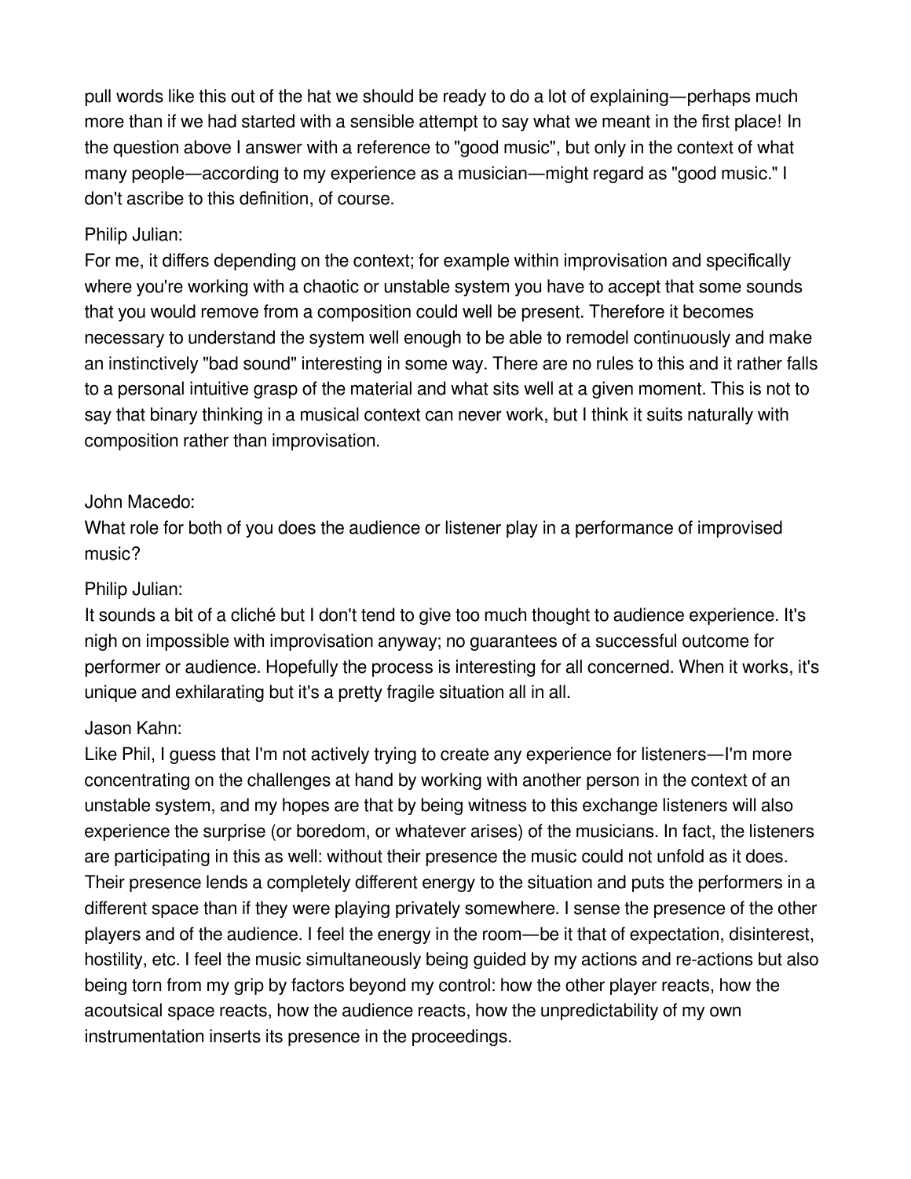pull words like this out of the hat we should be ready to do a lot of explaining—perhaps much more than if we had started with a sensible attempt to say what we meant in the first place! In the question above I answer with a reference to "good music", but only in the context of what many people—according to my experience as a musician—might regard as "good music." I don't ascribe to this definition, of course.

Philip Julian:
For me, it differs depending on the context; for example within improvisation and specifically where you're working with a chaotic or unstable system you have to accept that some sounds that you would remove from a composition could well be present. Therefore it becomes necessary to understand the system well enough to be able to remodel continuously and make an instinctively "bad sound" interesting in some way. There are no rules to this and it rather falls to a personal intuitive grasp of the material and what sits well at a given moment. This is not to say that binary thinking in a musical context can never work, but I think it suits naturally with composition rather than improvisation.

John Macedo:
What role for both of you does the audience or listener play in a performance of improvised music?

Philip Julian:
It sounds a bit of a cliché but I don't tend to give too much thought to audience experience. It's nigh on impossible with improvisation anyway; no guarantees of a successful outcome for performer or audience. Hopefully the process is interesting for all concerned. When it works, it's unique and exhilarating but it's a pretty fragile situation all in all.

Jason Kahn:
Like Phil, I guess that I'm not actively trying to create any experience for listeners—I'm more concentrating on the challenges at hand by working with another person in the context of an unstable system, and my hopes are that by being witness to this exchange listeners will also experience the surprise (or boredom, or whatever arises) of the musicians. In fact, the listeners are participating in this as well: without their presence the music could not unfold as it does. Their presence lends a completely different energy to the situation and puts the performers in a different space than if they were playing privately somewhere. I sense the presence of the other players and of the audience. I feel the energy in the room—be it that of expectation, disinterest, hostility, etc. I feel the music simultaneously being guided by my actions and re-actions but also being torn from my grip by factors beyond my control: how the other player reacts, how the acoutsical space reacts, how the audience reacts, how the unpredictability of my own instrumentation inserts its presence in the proceedings.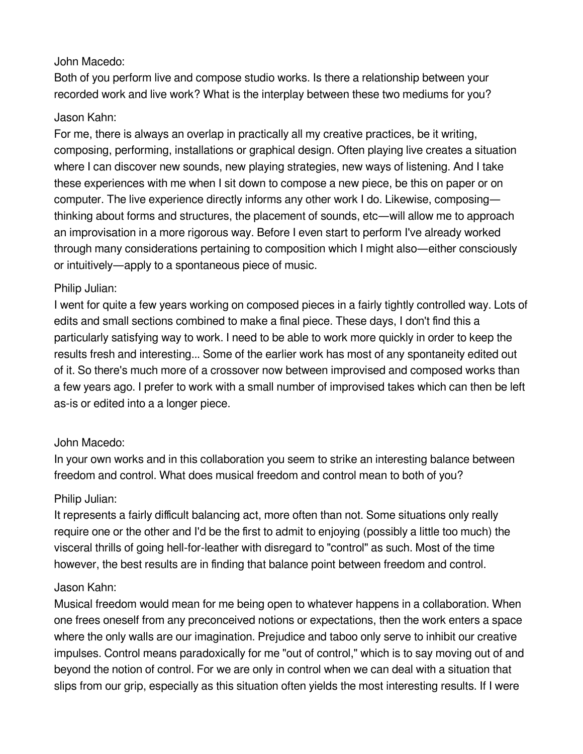John Macedo:
Both of you perform live and compose studio works. Is there a relationship between your recorded work and live work? What is the interplay between these two mediums for you?

Jason Kahn:
For me, there is always an overlap in practically all my creative practices, be it writing, composing, performing, installations or graphical design. Often playing live creates a situation where I can discover new sounds, new playing strategies, new ways of listening. And I take these experiences with me when I sit down to compose a new piece, be this on paper or on computer. The live experience directly informs any other work I do. Likewise, composing—thinking about forms and structures, the placement of sounds, etc—will allow me to approach an improvisation in a more rigorous way. Before I even start to perform I've already worked through many considerations pertaining to composition which I might also—either consciously or intuitively—apply to a spontaneous piece of music.

Philip Julian:
I went for quite a few years working on composed pieces in a fairly tightly controlled way. Lots of edits and small sections combined to make a final piece. These days, I don't find this a particularly satisfying way to work. I need to be able to work more quickly in order to keep the results fresh and interesting... Some of the earlier work has most of any spontaneity edited out of it. So there's much more of a crossover now between improvised and composed works than a few years ago. I prefer to work with a small number of improvised takes which can then be left as-is or edited into a a longer piece.

John Macedo:
In your own works and in this collaboration you seem to strike an interesting balance between freedom and control. What does musical freedom and control mean to both of you?

Philip Julian:
It represents a fairly difficult balancing act, more often than not. Some situations only really require one or the other and I'd be the first to admit to enjoying (possibly a little too much) the visceral thrills of going hell-for-leather with disregard to "control" as such. Most of the time however, the best results are in finding that balance point between freedom and control.

Jason Kahn:
Musical freedom would mean for me being open to whatever happens in a collaboration. When one frees oneself from any preconceived notions or expectations, then the work enters a space where the only walls are our imagination. Prejudice and taboo only serve to inhibit our creative impulses. Control means paradoxically for me "out of control," which is to say moving out of and beyond the notion of control. For we are only in control when we can deal with a situation that slips from our grip, especially as this situation often yields the most interesting results. If I were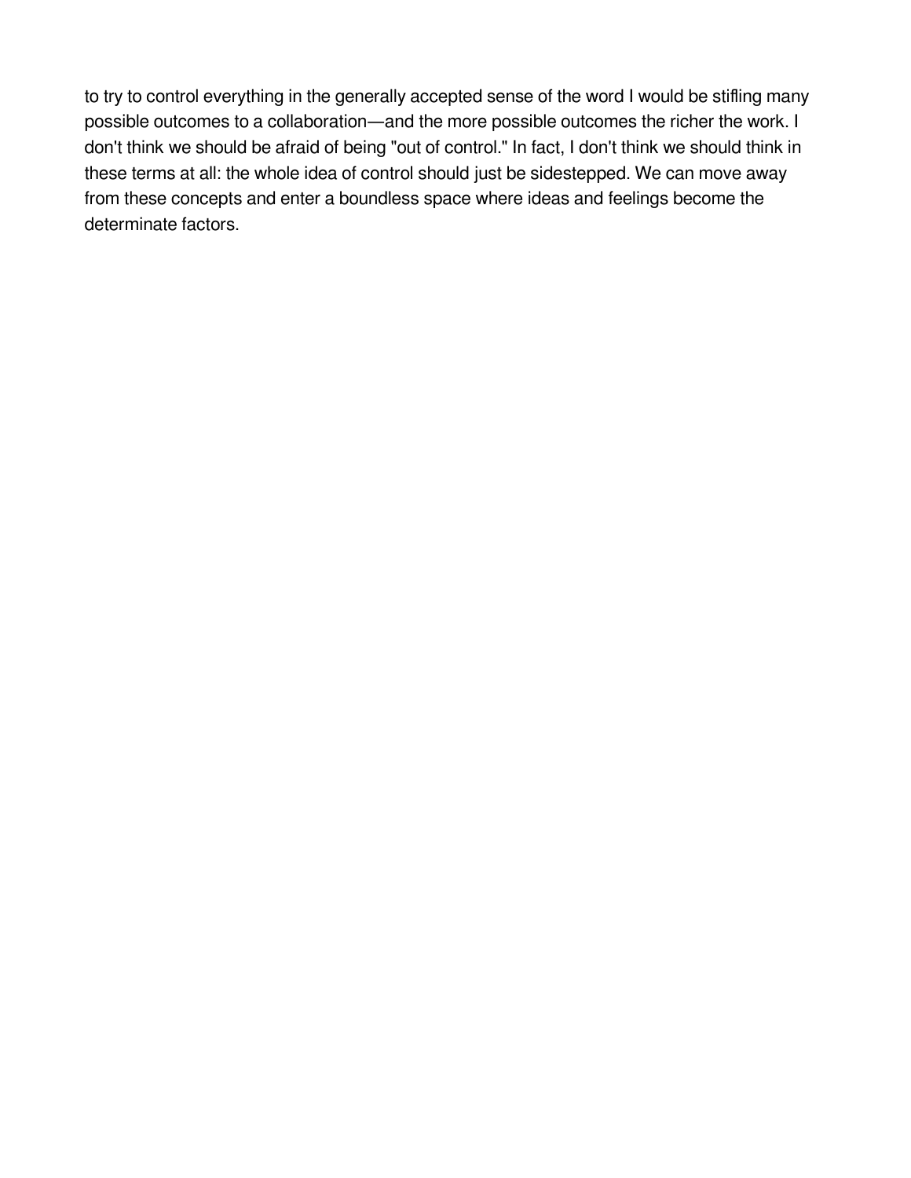to try to control everything in the generally accepted sense of the word I would be stifling many possible outcomes to a collaboration—and the more possible outcomes the richer the work. I don't think we should be afraid of being "out of control." In fact, I don't think we should think in these terms at all: the whole idea of control should just be sidestepped. We can move away from these concepts and enter a boundless space where ideas and feelings become the determinate factors.